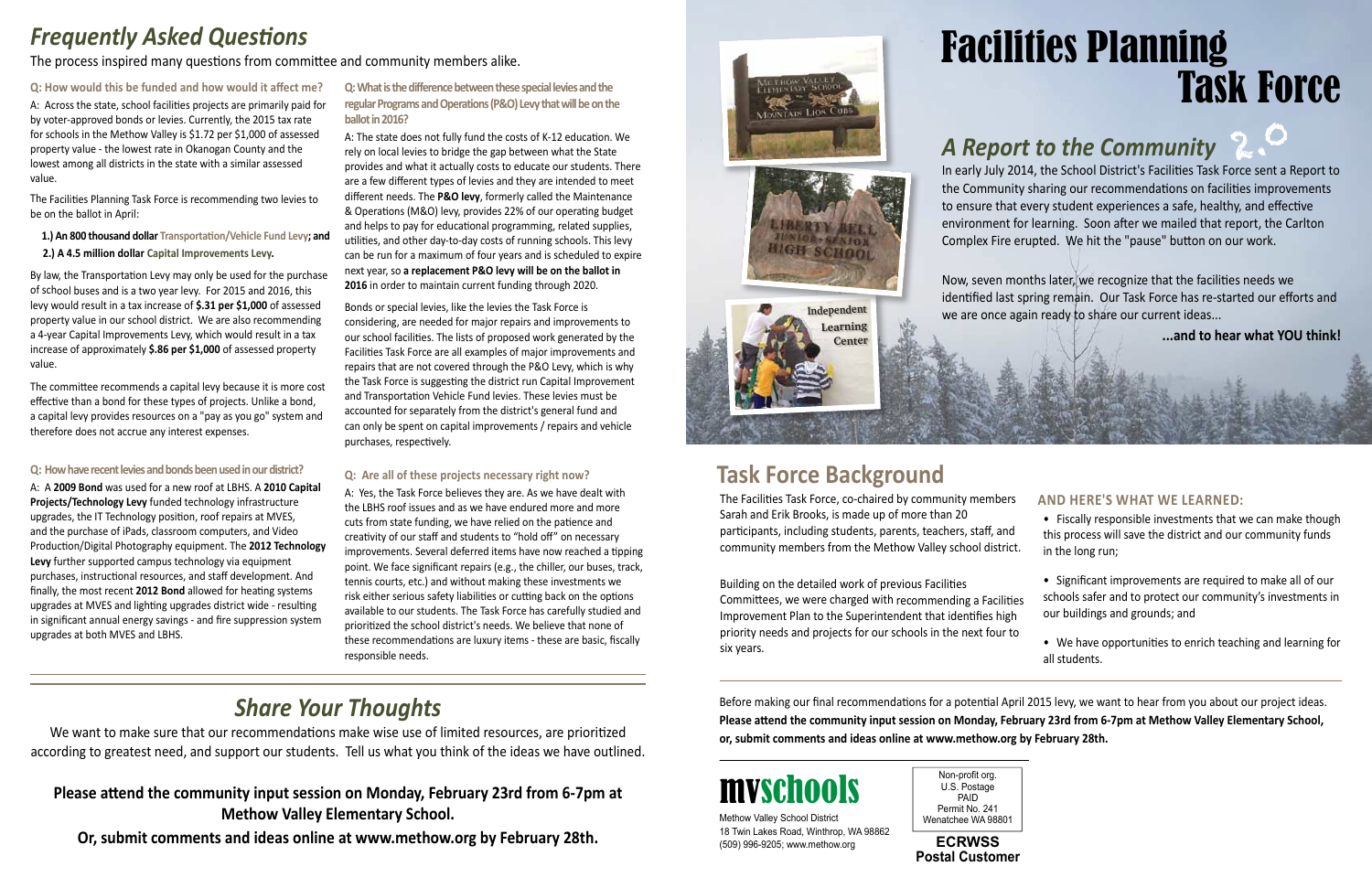# Facilities Planning Task Force

## *A Report to the Community* 2.0

In early July 2014, the School District's Facilities Task Force sent a Report to the Community sharing our recommendations on facilities improvements to ensure that every student experiences a safe, healthy, and effective environment for learning. Soon after we mailed that report, the Carlton Complex Fire erupted. We hit the "pause" button on our work.

Now, seven months later, we recognize that the facilities needs we identified last spring remain. Our Task Force has re-started our efforts and we are once again ready to share our current ideas...

**...and to hear what YOU think!**

## Task Force Background

The Facilities Task Force, co-chaired by community members Sarah and Erik Brooks, is made up of more than 20 participants, including students, parents, teachers, staff, and community members from the Methow Valley school district.

Building on the detailed work of previous Facilities Committees, we were charged with recommending a Facilities Improvement Plan to the Superintendent that identifies high priority needs and projects for our schools in the next four to six years.

### AND HERE'S WHAT WE LEARNED:

- Fiscally responsible investments that we can make though this process will save the district and our community funds in the long run;
- Significant improvements are required to make all of our schools safer and to protect our community's investments in our buildings and grounds; and
- We have opportunities to enrich teaching and learning for all students.

Before making our final recommendations for a potential April 2015 levy, we want to hear from you about our project ideas. **Please attend the community input session on Monday, February 23rd from 6-7pm at Methow Valley Elementary School, or, submit comments and ideas online at www.methow.org by February 28th.**

## *Frequently Asked Questions*

The process inspired many questions from committee and community members alike.

**Q: How would this be funded and how would it affect me?**

A: Across the state, school facilities projects are primarily paid for by voter-approved bonds or levies. Currently, the 2015 tax rate for schools in the Methow Valley is $1.72 per $1,000 of assessed property value - the lowest rate in Okanogan County and the lowest among all districts in the state with a similar assessed value.

The Facilities Planning Task Force is recommending two levies to be on the ballot in April:

**1.) An 800 thousand dollar Transportation/Vehicle Fund Levy; and**
**2.) A 4.5 million dollar Capital Improvements Levy.**

By law, the Transportation Levy may only be used for the purchase of school buses and is a two year levy. For 2015 and 2016, this levy would result in a tax increase of **$.31 per $1,000** of assessed property value in our school district. We are also recommending a 4-year Capital Improvements Levy, which would result in a tax increase of approximately **$.86 per $1,000** of assessed property value.

The committee recommends a capital levy because it is more cost effective than a bond for these types of projects. Unlike a bond, a capital levy provides resources on a "pay as you go" system and therefore does not accrue any interest expenses.

**Q: How have recent levies and bonds been used in our district?**

A: A **2009 Bond** was used for a new roof at LBHS. A **2010 Capital Projects/Technology Levy** funded technology infrastructure upgrades, the IT Technology position, roof repairs at MVES, and the purchase of iPads, classroom computers, and Video Production/Digital Photography equipment. The **2012 Technology Levy** further supported campus technology via equipment purchases, instructional resources, and staff development. And finally, the most recent **2012 Bond** allowed for heating systems upgrades at MVES and lighting upgrades district wide - resulting in significant annual energy savings - and fire suppression system upgrades at both MVES and LBHS.

**Q: What is the difference between these special levies and the regular Programs and Operations (P&O) Levy that will be on the ballot in 2016?**

A: The state does not fully fund the costs of K-12 education. We rely on local levies to bridge the gap between what the State provides and what it actually costs to educate our students. There are a few different types of levies and they are intended to meet different needs. The **P&O levy**, formerly called the Maintenance & Operations (M&O) levy, provides 22% of our operating budget and helps to pay for educational programming, related supplies, utilities, and other day-to-day costs of running schools. This levy can be run for a maximum of four years and is scheduled to expire next year, so **a replacement P&O levy will be on the ballot in 2016** in order to maintain current funding through 2020.

Bonds or special levies, like the levies the Task Force is considering, are needed for major repairs and improvements to our school facilities. The lists of proposed work generated by the Facilities Task Force are all examples of major improvements and repairs that are not covered through the P&O Levy, which is why the Task Force is suggesting the district run Capital Improvement and Transportation Vehicle Fund levies. These levies must be accounted for separately from the district's general fund and can only be spent on capital improvements / repairs and vehicle purchases, respectively.

**Q: Are all of these projects necessary right now?**

A: Yes, the Task Force believes they are. As we have dealt with the LBHS roof issues and as we have endured more and more cuts from state funding, we have relied on the patience and creativity of our staff and students to "hold off" on necessary improvements. Several deferred items have now reached a tipping point. We face significant repairs (e.g., the chiller, our buses, track, tennis courts, etc.) and without making these investments we risk either serious safety liabilities or cutting back on the options available to our students. The Task Force has carefully studied and prioritized the school district's needs. We believe that none of these recommendations are luxury items - these are basic, fiscally responsible needs.

## *Share Your Thoughts*

We want to make sure that our recommendations make wise use of limited resources, are prioritized according to greatest need, and support our students. Tell us what you think of the ideas we have outlined.

**Please attend the community input session on Monday, February 23rd from 6-7pm at Methow Valley Elementary School.**

**Or, submit comments and ideas online at www.methow.org by February 28th.**

**mvschools**

Methow Valley School District
18 Twin Lakes Road, Winthrop, WA 98862
(509) 996-9205; www.methow.org

Non-profit org.
U.S. Postage
PAID
Permit No. 241
Wenatchee WA 98801

**ECRWSS**
**Postal Customer**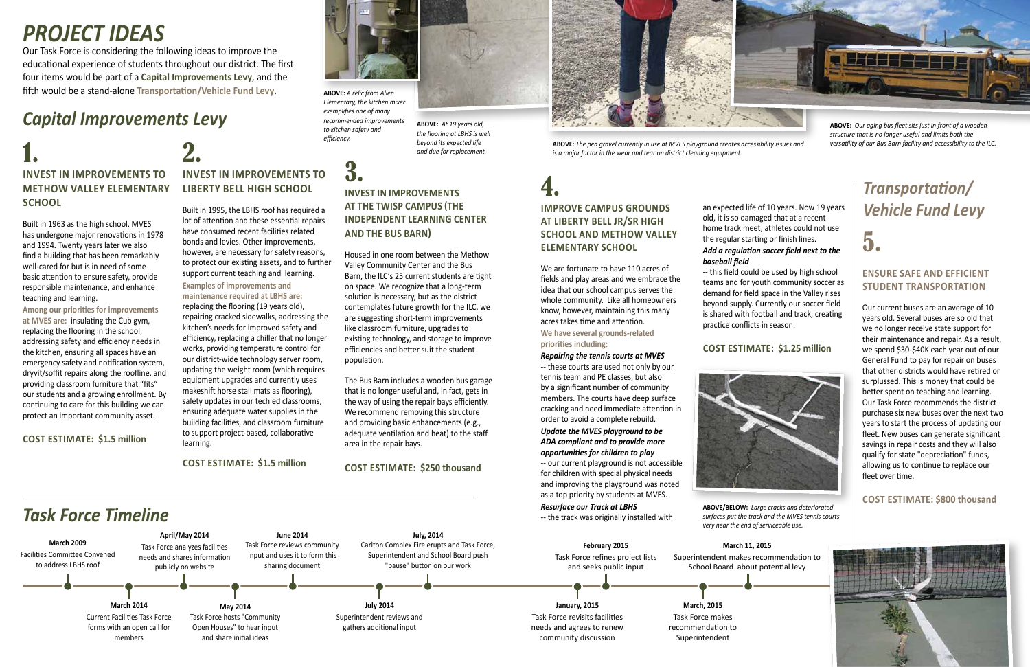# PROJECT IDEAS

Our Task Force is considering the following ideas to improve the educational experience of students throughout our district. The first four items would be part of a **Capital Improvements Levy**, and the fifth would be a stand-alone **Transportation/Vehicle Fund Levy**.

## *Capital Improvements Levy*

### 1. INVEST IN IMPROVEMENTS TO METHOW VALLEY ELEMENTARY SCHOOL

Built in 1963 as the high school, MVES has undergone major renovations in 1978 and 1994. Twenty years later we also find a building that has been remarkably well-cared for but is in need of some basic attention to ensure safety, provide responsible maintenance, and enhance teaching and learning.

**Among our priorities for improvements at MVES are:** insulating the Cub gym, replacing the flooring in the school, addressing safety and efficiency needs in the kitchen, ensuring all spaces have an emergency safety and notification system, dryvit/soffit repairs along the roofline, and providing classroom furniture that "fits" our students and a growing enrollment. By continuing to care for this building we can protect an important community asset.

**COST ESTIMATE: $1.5 million**

### 2. INVEST IN IMPROVEMENTS TO LIBERTY BELL HIGH SCHOOL

Built in 1995, the LBHS roof has required a lot of attention and these essential repairs have consumed recent facilities related bonds and levies. Other improvements, however, are necessary for safety reasons, to protect our existing assets, and to further support current teaching and learning.

**Examples of improvements and maintenance required at LBHS are:** replacing the flooring (19 years old), repairing cracked sidewalks, addressing the kitchen's needs for improved safety and efficiency, replacing a chiller that no longer works, providing temperature control for our district-wide technology server room, updating the weight room (which requires equipment upgrades and currently uses makeshift horse stall mats as flooring), safety updates in our tech ed classrooms, ensuring adequate water supplies in the building facilities, and classroom furniture to support project-based, collaborative learning.

**COST ESTIMATE: $1.5 million**

**ABOVE:** *A relic from Allen Elementary, the kitchen mixer exemplifies one of many recommended improvements to kitchen safety and efficiency.*

**ABOVE:** *At 19 years old, the flooring at LBHS is well beyond its expected life and due for replacement.*

### 3. INVEST IN IMPROVEMENTS AT THE TWISP CAMPUS (THE INDEPENDENT LEARNING CENTER AND THE BUS BARN)

Housed in one room between the Methow Valley Community Center and the Bus Barn, the ILC's 25 current students are tight on space. We recognize that a long-term solution is necessary, but as the district contemplates future growth for the ILC, we are suggesting short-term improvements like classroom furniture, upgrades to existing technology, and storage to improve efficiencies and better suit the student population.

The Bus Barn includes a wooden bus garage that is no longer useful and, in fact, gets in the way of using the repair bays efficiently. We recommend removing this structure and providing basic enhancements (e.g., adequate ventilation and heat) to the staff area in the repair bays.

**COST ESTIMATE: $250 thousand**

**ABOVE:** *The pea gravel currently in use at MVES playground creates accessibility issues and is a major factor in the wear and tear on district cleaning equipment.*

### 4. IMPROVE CAMPUS GROUNDS AT LIBERTY BELL JR/SR HIGH SCHOOL AND METHOW VALLEY ELEMENTARY SCHOOL

We are fortunate to have 110 acres of fields and play areas and we embrace the idea that our school campus serves the whole community. Like all homeowners know, however, maintaining this many acres takes time and attention.

**We have several grounds-related priorities including:**

***Repairing the tennis courts at MVES***
-- these courts are used not only by our tennis team and PE classes, but also by a significant number of community members. The courts have deep surface cracking and need immediate attention in order to avoid a complete rebuild.

***Update the MVES playground to be ADA compliant and to provide more opportunities for children to play***
-- our current playground is not accessible for children with special physical needs and improving the playground was noted as a top priority by students at MVES.

***Resurface our Track at LBHS***
-- the track was originally installed with an expected life of 10 years. Now 19 years old, it is so damaged that at a recent home track meet, athletes could not use the regular starting or finish lines.

***Add a regulation soccer field next to the baseball field***
-- this field could be used by high school teams and for youth community soccer as demand for field space in the Valley rises beyond supply. Currently our soccer field is shared with football and track, creating practice conflicts in season.

**COST ESTIMATE: $1.25 million**

**ABOVE/BELOW:** *Large cracks and deteriorated surfaces put the track and the MVES tennis courts very near the end of serviceable use.*

**ABOVE:** *Our aging bus fleet sits just in front of a wooden structure that is no longer useful and limits both the versatility of our Bus Barn facility and accessibility to the ILC.*

## *Transportation/ Vehicle Fund Levy*

### 5. ENSURE SAFE AND EFFICIENT STUDENT TRANSPORTATION

Our current buses are an average of 10 years old. Several buses are so old that we no longer receive state support for their maintenance and repair. As a result, we spend $30-$40K each year out of our General Fund to pay for repair on buses that other districts would have retired or surplussed. This is money that could be better spent on teaching and learning. Our Task Force recommends the district purchase six new buses over the next two years to start the process of updating our fleet. New buses can generate significant savings in repair costs and they will also qualify for state "depreciation" funds, allowing us to continue to replace our fleet over time.

**COST ESTIMATE: $800 thousand**

## *Task Force Timeline*

- **March 2009** – Facilities Committee Convened to address LBHS roof
- **March 2014** – Current Facilities Task Force forms with an open call for members
- **April/May 2014** – Task Force analyzes facilities needs and shares information publicly on website
- **May 2014** – Task Force hosts "Community Open Houses" to hear input and share initial ideas
- **June 2014** – Task Force reviews community input and uses it to form this sharing document
- **July 2014** – Superintendent reviews and gathers additional input
- **July, 2014** – Carlton Complex Fire erupts and Task Force, Superintendent and School Board push "pause" button on our work
- **January, 2015** – Task Force revisits facilities needs and agrees to renew community discussion
- **February 2015** – Task Force refines project lists and seeks public input
- **March, 2015** – Task Force makes recommendation to Superintendent
- **March 11, 2015** – Superintendent makes recommendation to School Board about potential levy